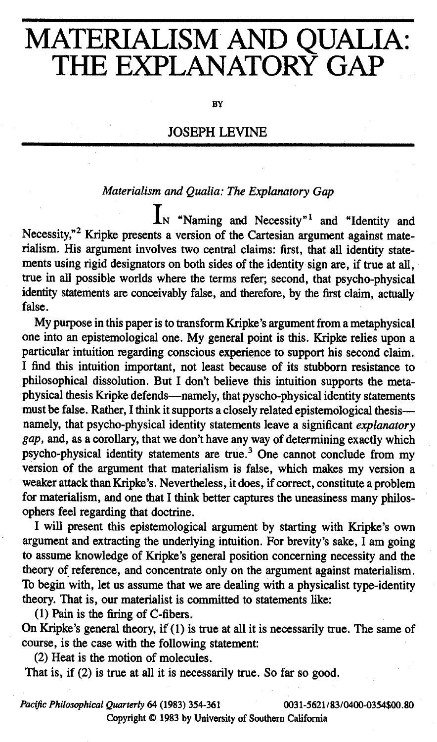# MATERIALISM AND QUALIA: THE EXPLANATORY GAP

BY

## JOSEPH LEVINE

*Materialism and Qualia: The Explanatory Gap*

In "Naming and Necessity"[1] and "Identity and Necessity,"[2] Kripke presents a version of the Cartesian argument against materialism. His argument involves two central claims: first, that all identity statements using rigid designators on both sides of the identity sign are, if true at all, true in all possible worlds where the terms refer; second, that psycho-physical identity statements are conceivably false, and therefore, by the first claim, actually false.

My purpose in this paper is to transform Kripke's argument from a metaphysical one into an epistemological one. My general point is this. Kripke relies upon a particular intuition regarding conscious experience to support his second claim. I find this intuition important, not least because of its stubborn resistance to philosophical dissolution. But I don't believe this intuition supports the metaphysical thesis Kripke defends—namely, that pyscho-physical identity statements must be false. Rather, I think it supports a closely related epistemological thesis—namely, that psycho-physical identity statements leave a significant *explanatory gap*, and, as a corollary, that we don't have any way of determining exactly which psycho-physical identity statements are true.[3] One cannot conclude from my version of the argument that materialism is false, which makes my version a weaker attack than Kripke's. Nevertheless, it does, if correct, constitute a problem for materialism, and one that I think better captures the uneasiness many philosophers feel regarding that doctrine.

I will present this epistemological argument by starting with Kripke's own argument and extracting the underlying intuition. For brevity's sake, I am going to assume knowledge of Kripke's general position concerning necessity and the theory of reference, and concentrate only on the argument against materialism. To begin with, let us assume that we are dealing with a physicalist type-identity theory. That is, our materialist is committed to statements like:

(1) Pain is the firing of C-fibers.

On Kripke's general theory, if (1) is true at all it is necessarily true. The same of course, is the case with the following statement:

(2) Heat is the motion of molecules.

That is, if (2) is true at all it is necessarily true. So far so good.

*Pacific Philosophical Quarterly* 64 (1983) 354-361 0031-5621/83/0400-0354$00.80
Copyright © 1983 by University of Southern California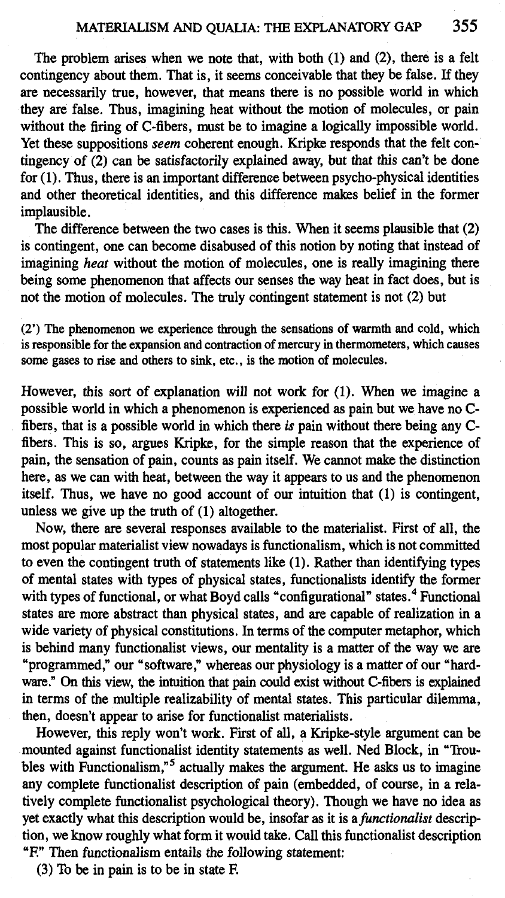The problem arises when we note that, with both (1) and (2), there is a felt contingency about them. That is, it seems conceivable that they be false. If they are necessarily true, however, that means there is no possible world in which they are false. Thus, imagining heat without the motion of molecules, or pain without the firing of C-fibers, must be to imagine a logically impossible world. Yet these suppositions *seem* coherent enough. Kripke responds that the felt contingency of (2) can be satisfactorily explained away, but that this can't be done for (1). Thus, there is an important difference between psycho-physical identities and other theoretical identities, and this difference makes belief in the former implausible.

The difference between the two cases is this. When it seems plausible that (2) is contingent, one can become disabused of this notion by noting that instead of imagining *heat* without the motion of molecules, one is really imagining there being some phenomenon that affects our senses the way heat in fact does, but is not the motion of molecules. The truly contingent statement is not (2) but

(2') The phenomenon we experience through the sensations of warmth and cold, which is responsible for the expansion and contraction of mercury in thermometers, which causes some gases to rise and others to sink, etc., is the motion of molecules.

However, this sort of explanation will not work for (1). When we imagine a possible world in which a phenomenon is experienced as pain but we have no C-fibers, that is a possible world in which there *is* pain without there being any C-fibers. This is so, argues Kripke, for the simple reason that the experience of pain, the sensation of pain, counts as pain itself. We cannot make the distinction here, as we can with heat, between the way it appears to us and the phenomenon itself. Thus, we have no good account of our intuition that (1) is contingent, unless we give up the truth of (1) altogether.

Now, there are several responses available to the materialist. First of all, the most popular materialist view nowadays is functionalism, which is not committed to even the contingent truth of statements like (1). Rather than identifying types of mental states with types of physical states, functionalists identify the former with types of functional, or what Boyd calls "configurational" states.[4] Functional states are more abstract than physical states, and are capable of realization in a wide variety of physical constitutions. In terms of the computer metaphor, which is behind many functionalist views, our mentality is a matter of the way we are "programmed," our "software," whereas our physiology is a matter of our "hardware." On this view, the intuition that pain could exist without C-fibers is explained in terms of the multiple realizability of mental states. This particular dilemma, then, doesn't appear to arise for functionalist materialists.

However, this reply won't work. First of all, a Kripke-style argument can be mounted against functionalist identity statements as well. Ned Block, in "Troubles with Functionalism,"[5] actually makes the argument. He asks us to imagine any complete functionalist description of pain (embedded, of course, in a relatively complete functionalist psychological theory). Though we have no idea as yet exactly what this description would be, insofar as it is a *functionalist* description, we know roughly what form it would take. Call this functionalist description "F." Then functionalism entails the following statement:

(3) To be in pain is to be in state F.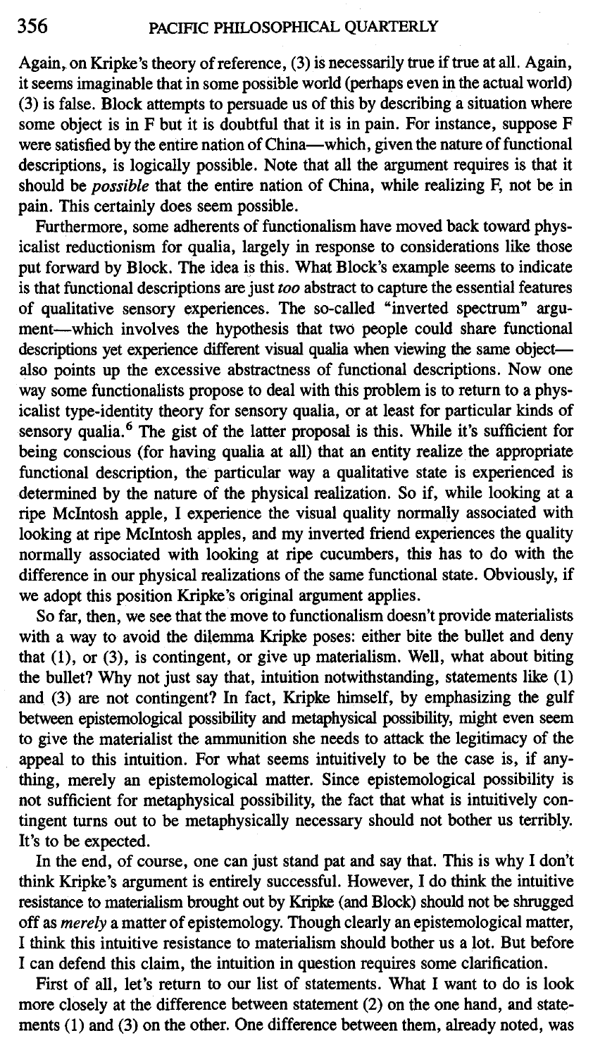Again, on Kripke's theory of reference, (3) is necessarily true if true at all. Again, it seems imaginable that in some possible world (perhaps even in the actual world) (3) is false. Block attempts to persuade us of this by describing a situation where some object is in F but it is doubtful that it is in pain. For instance, suppose F were satisfied by the entire nation of China—which, given the nature of functional descriptions, is logically possible. Note that all the argument requires is that it should be *possible* that the entire nation of China, while realizing F, not be in pain. This certainly does seem possible.

Furthermore, some adherents of functionalism have moved back toward physicalist reductionism for qualia, largely in response to considerations like those put forward by Block. The idea is this. What Block's example seems to indicate is that functional descriptions are just *too* abstract to capture the essential features of qualitative sensory experiences. The so-called "inverted spectrum" argument—which involves the hypothesis that two people could share functional descriptions yet experience different visual qualia when viewing the same object—also points up the excessive abstractness of functional descriptions. Now one way some functionalists propose to deal with this problem is to return to a physicalist type-identity theory for sensory qualia, or at least for particular kinds of sensory qualia.[6] The gist of the latter proposal is this. While it's sufficient for being conscious (for having qualia at all) that an entity realize the appropriate functional description, the particular way a qualitative state is experienced is determined by the nature of the physical realization. So if, while looking at a ripe McIntosh apple, I experience the visual quality normally associated with looking at ripe McIntosh apples, and my inverted friend experiences the quality normally associated with looking at ripe cucumbers, this has to do with the difference in our physical realizations of the same functional state. Obviously, if we adopt this position Kripke's original argument applies.

So far, then, we see that the move to functionalism doesn't provide materialists with a way to avoid the dilemma Kripke poses: either bite the bullet and deny that (1), or (3), is contingent, or give up materialism. Well, what about biting the bullet? Why not just say that, intuition notwithstanding, statements like (1) and (3) are not contingent? In fact, Kripke himself, by emphasizing the gulf between epistemological possibility and metaphysical possibility, might even seem to give the materialist the ammunition she needs to attack the legitimacy of the appeal to this intuition. For what seems intuitively to be the case is, if anything, merely an epistemological matter. Since epistemological possibility is not sufficient for metaphysical possibility, the fact that what is intuitively contingent turns out to be metaphysically necessary should not bother us terribly. It's to be expected.

In the end, of course, one can just stand pat and say that. This is why I don't think Kripke's argument is entirely successful. However, I do think the intuitive resistance to materialism brought out by Kripke (and Block) should not be shrugged off as *merely* a matter of epistemology. Though clearly an epistemological matter, I think this intuitive resistance to materialism should bother us a lot. But before I can defend this claim, the intuition in question requires some clarification.

First of all, let's return to our list of statements. What I want to do is look more closely at the difference between statement (2) on the one hand, and statements (1) and (3) on the other. One difference between them, already noted, was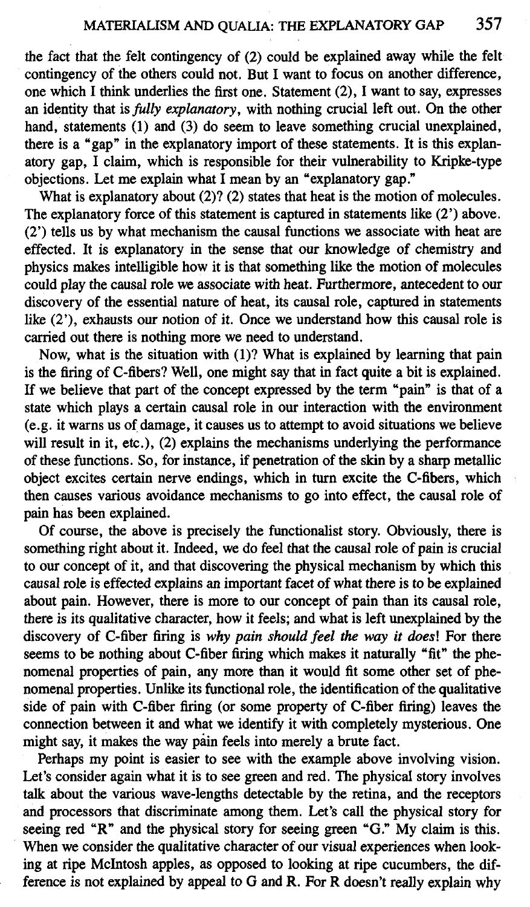the fact that the felt contingency of (2) could be explained away while the felt contingency of the others could not. But I want to focus on another difference, one which I think underlies the first one. Statement (2), I want to say, expresses an identity that is *fully explanatory*, with nothing crucial left out. On the other hand, statements (1) and (3) do seem to leave something crucial unexplained, there is a "gap" in the explanatory import of these statements. It is this explanatory gap, I claim, which is responsible for their vulnerability to Kripke-type objections. Let me explain what I mean by an "explanatory gap."

What is explanatory about (2)? (2) states that heat is the motion of molecules. The explanatory force of this statement is captured in statements like (2') above. (2') tells us by what mechanism the causal functions we associate with heat are effected. It is explanatory in the sense that our knowledge of chemistry and physics makes intelligible how it is that something like the motion of molecules could play the causal role we associate with heat. Furthermore, antecedent to our discovery of the essential nature of heat, its causal role, captured in statements like (2'), exhausts our notion of it. Once we understand how this causal role is carried out there is nothing more we need to understand.

Now, what is the situation with (1)? What is explained by learning that pain is the firing of C-fibers? Well, one might say that in fact quite a bit is explained. If we believe that part of the concept expressed by the term "pain" is that of a state which plays a certain causal role in our interaction with the environment (e.g. it warns us of damage, it causes us to attempt to avoid situations we believe will result in it, etc.), (2) explains the mechanisms underlying the performance of these functions. So, for instance, if penetration of the skin by a sharp metallic object excites certain nerve endings, which in turn excite the C-fibers, which then causes various avoidance mechanisms to go into effect, the causal role of pain has been explained.

Of course, the above is precisely the functionalist story. Obviously, there is something right about it. Indeed, we do feel that the causal role of pain is crucial to our concept of it, and that discovering the physical mechanism by which this causal role is effected explains an important facet of what there is to be explained about pain. However, there is more to our concept of pain than its causal role, there is its qualitative character, how it feels; and what is left unexplained by the discovery of C-fiber firing is *why pain should feel the way it does*! For there seems to be nothing about C-fiber firing which makes it naturally "fit" the phenomenal properties of pain, any more than it would fit some other set of phenomenal properties. Unlike its functional role, the identification of the qualitative side of pain with C-fiber firing (or some property of C-fiber firing) leaves the connection between it and what we identify it with completely mysterious. One might say, it makes the way pain feels into merely a brute fact.

Perhaps my point is easier to see with the example above involving vision. Let's consider again what it is to see green and red. The physical story involves talk about the various wave-lengths detectable by the retina, and the receptors and processors that discriminate among them. Let's call the physical story for seeing red "R" and the physical story for seeing green "G." My claim is this. When we consider the qualitative character of our visual experiences when looking at ripe McIntosh apples, as opposed to looking at ripe cucumbers, the difference is not explained by appeal to G and R. For R doesn't really explain why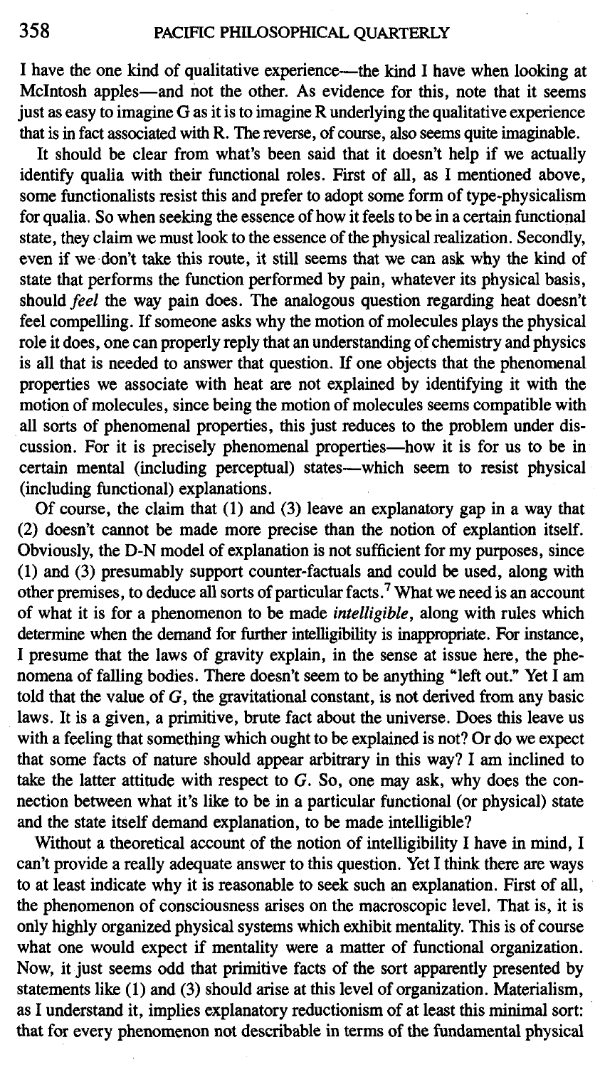I have the one kind of qualitative experience—the kind I have when looking at McIntosh apples—and not the other. As evidence for this, note that it seems just as easy to imagine G as it is to imagine R underlying the qualitative experience that is in fact associated with R. The reverse, of course, also seems quite imaginable.

It should be clear from what's been said that it doesn't help if we actually identify qualia with their functional roles. First of all, as I mentioned above, some functionalists resist this and prefer to adopt some form of type-physicalism for qualia. So when seeking the essence of how it feels to be in a certain functional state, they claim we must look to the essence of the physical realization. Secondly, even if we don't take this route, it still seems that we can ask why the kind of state that performs the function performed by pain, whatever its physical basis, should *feel* the way pain does. The analogous question regarding heat doesn't feel compelling. If someone asks why the motion of molecules plays the physical role it does, one can properly reply that an understanding of chemistry and physics is all that is needed to answer that question. If one objects that the phenomenal properties we associate with heat are not explained by identifying it with the motion of molecules, since being the motion of molecules seems compatible with all sorts of phenomenal properties, this just reduces to the problem under discussion. For it is precisely phenomenal properties—how it is for us to be in certain mental (including perceptual) states—which seem to resist physical (including functional) explanations.

Of course, the claim that (1) and (3) leave an explanatory gap in a way that (2) doesn't cannot be made more precise than the notion of explantion itself. Obviously, the D-N model of explanation is not sufficient for my purposes, since (1) and (3) presumably support counter-factuals and could be used, along with other premises, to deduce all sorts of particular facts.[7] What we need is an account of what it is for a phenomenon to be made *intelligible*, along with rules which determine when the demand for further intelligibility is inappropriate. For instance, I presume that the laws of gravity explain, in the sense at issue here, the phenomena of falling bodies. There doesn't seem to be anything "left out." Yet I am told that the value of $G$, the gravitational constant, is not derived from any basic laws. It is a given, a primitive, brute fact about the universe. Does this leave us with a feeling that something which ought to be explained is not? Or do we expect that some facts of nature should appear arbitrary in this way? I am inclined to take the latter attitude with respect to $G$. So, one may ask, why does the connection between what it's like to be in a particular functional (or physical) state and the state itself demand explanation, to be made intelligible?

Without a theoretical account of the notion of intelligibility I have in mind, I can't provide a really adequate answer to this question. Yet I think there are ways to at least indicate why it is reasonable to seek such an explanation. First of all, the phenomenon of consciousness arises on the macroscopic level. That is, it is only highly organized physical systems which exhibit mentality. This is of course what one would expect if mentality were a matter of functional organization. Now, it just seems odd that primitive facts of the sort apparently presented by statements like (1) and (3) should arise at this level of organization. Materialism, as I understand it, implies explanatory reductionism of at least this minimal sort: that for every phenomenon not describable in terms of the fundamental physical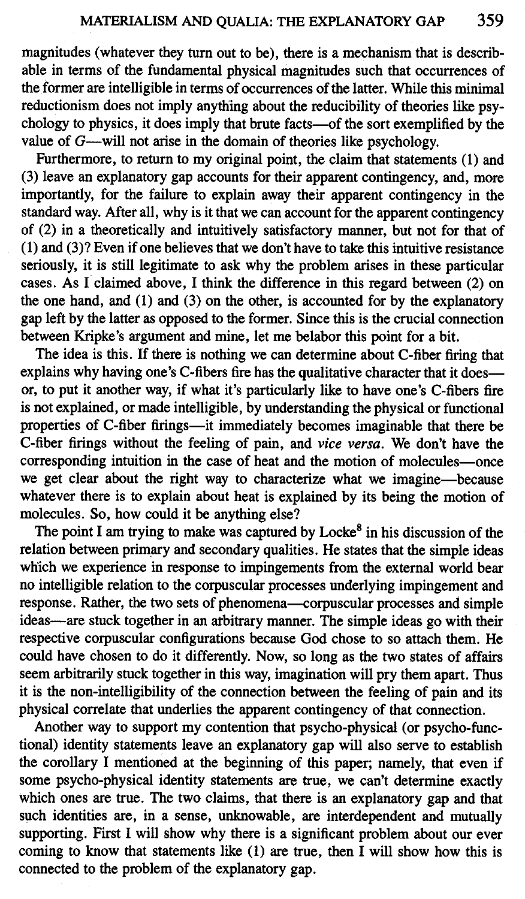magnitudes (whatever they turn out to be), there is a mechanism that is describable in terms of the fundamental physical magnitudes such that occurrences of the former are intelligible in terms of occurrences of the latter. While this minimal reductionism does not imply anything about the reducibility of theories like psychology to physics, it does imply that brute facts—of the sort exemplified by the value of $G$—will not arise in the domain of theories like psychology.

Furthermore, to return to my original point, the claim that statements (1) and (3) leave an explanatory gap accounts for their apparent contingency, and, more importantly, for the failure to explain away their apparent contingency in the standard way. After all, why is it that we can account for the apparent contingency of (2) in a theoretically and intuitively satisfactory manner, but not for that of (1) and (3)? Even if one believes that we don't have to take this intuitive resistance seriously, it is still legitimate to ask why the problem arises in these particular cases. As I claimed above, I think the difference in this regard between (2) on the one hand, and (1) and (3) on the other, is accounted for by the explanatory gap left by the latter as opposed to the former. Since this is the crucial connection between Kripke's argument and mine, let me belabor this point for a bit.

The idea is this. If there is nothing we can determine about C-fiber firing that explains why having one's C-fibers fire has the qualitative character that it does—or, to put it another way, if what it's particularly like to have one's C-fibers fire is not explained, or made intelligible, by understanding the physical or functional properties of C-fiber firings—it immediately becomes imaginable that there be C-fiber firings without the feeling of pain, and *vice versa*. We don't have the corresponding intuition in the case of heat and the motion of molecules—once we get clear about the right way to characterize what we imagine—because whatever there is to explain about heat is explained by its being the motion of molecules. So, how could it be anything else?

The point I am trying to make was captured by Locke[8] in his discussion of the relation between primary and secondary qualities. He states that the simple ideas which we experience in response to impingements from the external world bear no intelligible relation to the corpuscular processes underlying impingement and response. Rather, the two sets of phenomena—corpuscular processes and simple ideas—are stuck together in an arbitrary manner. The simple ideas go with their respective corpuscular configurations because God chose to so attach them. He could have chosen to do it differently. Now, so long as the two states of affairs seem arbitrarily stuck together in this way, imagination will pry them apart. Thus it is the non-intelligibility of the connection between the feeling of pain and its physical correlate that underlies the apparent contingency of that connection.

Another way to support my contention that psycho-physical (or psycho-functional) identity statements leave an explanatory gap will also serve to establish the corollary I mentioned at the beginning of this paper; namely, that even if some psycho-physical identity statements are true, we can't determine exactly which ones are true. The two claims, that there is an explanatory gap and that such identities are, in a sense, unknowable, are interdependent and mutually supporting. First I will show why there is a significant problem about our ever coming to know that statements like (1) are true, then I will show how this is connected to the problem of the explanatory gap.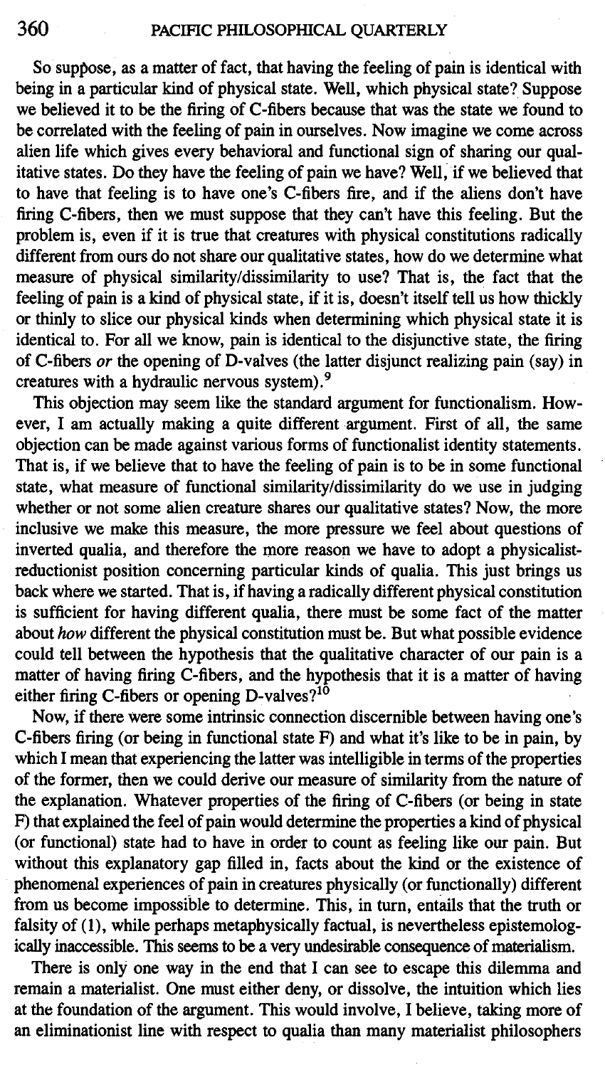So suppose, as a matter of fact, that having the feeling of pain is identical with being in a particular kind of physical state. Well, which physical state? Suppose we believed it to be the firing of C-fibers because that was the state we found to be correlated with the feeling of pain in ourselves. Now imagine we come across alien life which gives every behavioral and functional sign of sharing our qualitative states. Do they have the feeling of pain we have? Well, if we believed that to have that feeling is to have one's C-fibers fire, and if the aliens don't have firing C-fibers, then we must suppose that they can't have this feeling. But the problem is, even if it is true that creatures with physical constitutions radically different from ours do not share our qualitative states, how do we determine what measure of physical similarity/dissimilarity to use? That is, the fact that the feeling of pain is a kind of physical state, if it is, doesn't itself tell us how thickly or thinly to slice our physical kinds when determining which physical state it is identical to. For all we know, pain is identical to the disjunctive state, the firing of C-fibers *or* the opening of D-valves (the latter disjunct realizing pain (say) in creatures with a hydraulic nervous system).[9]

This objection may seem like the standard argument for functionalism. However, I am actually making a quite different argument. First of all, the same objection can be made against various forms of functionalist identity statements. That is, if we believe that to have the feeling of pain is to be in some functional state, what measure of functional similarity/dissimilarity do we use in judging whether or not some alien creature shares our qualitative states? Now, the more inclusive we make this measure, the more pressure we feel about questions of inverted qualia, and therefore the more reason we have to adopt a physicalist-reductionist position concerning particular kinds of qualia. This just brings us back where we started. That is, if having a radically different physical constitution is sufficient for having different qualia, there must be some fact of the matter about *how* different the physical constitution must be. But what possible evidence could tell between the hypothesis that the qualitative character of our pain is a matter of having firing C-fibers, and the hypothesis that it is a matter of having either firing C-fibers or opening D-valves?[10]

Now, if there were some intrinsic connection discernible between having one's C-fibers firing (or being in functional state F) and what it's like to be in pain, by which I mean that experiencing the latter was intelligible in terms of the properties of the former, then we could derive our measure of similarity from the nature of the explanation. Whatever properties of the firing of C-fibers (or being in state F) that explained the feel of pain would determine the properties a kind of physical (or functional) state had to have in order to count as feeling like our pain. But without this explanatory gap filled in, facts about the kind or the existence of phenomenal experiences of pain in creatures physically (or functionally) different from us become impossible to determine. This, in turn, entails that the truth or falsity of (1), while perhaps metaphysically factual, is nevertheless epistemologically inaccessible. This seems to be a very undesirable consequence of materialism.

There is only one way in the end that I can see to escape this dilemma and remain a materialist. One must either deny, or dissolve, the intuition which lies at the foundation of the argument. This would involve, I believe, taking more of an eliminationist line with respect to qualia than many materialist philosophers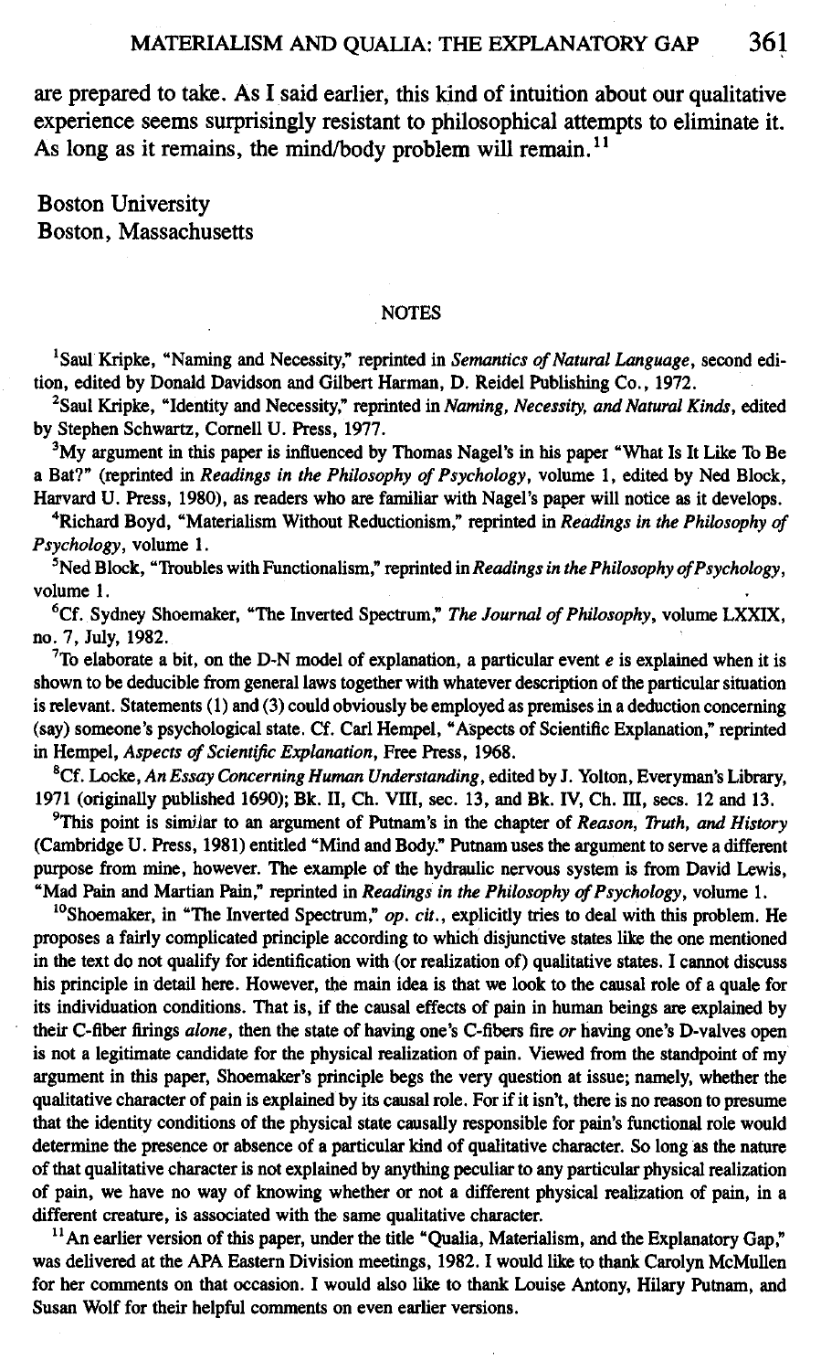are prepared to take. As I said earlier, this kind of intuition about our qualitative experience seems surprisingly resistant to philosophical attempts to eliminate it. As long as it remains, the mind/body problem will remain.[11]

Boston University
Boston, Massachusetts

## NOTES

[1] Saul Kripke, "Naming and Necessity," reprinted in *Semantics of Natural Language*, second edition, edited by Donald Davidson and Gilbert Harman, D. Reidel Publishing Co., 1972.

[2] Saul Kripke, "Identity and Necessity," reprinted in *Naming, Necessity, and Natural Kinds*, edited by Stephen Schwartz, Cornell U. Press, 1977.

[3] My argument in this paper is influenced by Thomas Nagel's in his paper "What Is It Like To Be a Bat?" (reprinted in *Readings in the Philosophy of Psychology*, volume 1, edited by Ned Block, Harvard U. Press, 1980), as readers who are familiar with Nagel's paper will notice as it develops.

[4] Richard Boyd, "Materialism Without Reductionism," reprinted in *Readings in the Philosophy of Psychology*, volume 1.

[5] Ned Block, "Troubles with Functionalism," reprinted in *Readings in the Philosophy of Psychology*, volume 1.

[6] Cf. Sydney Shoemaker, "The Inverted Spectrum," *The Journal of Philosophy*, volume LXXIX, no. 7, July, 1982.

[7] To elaborate a bit, on the D-N model of explanation, a particular event *e* is explained when it is shown to be deducible from general laws together with whatever description of the particular situation is relevant. Statements (1) and (3) could obviously be employed as premises in a deduction concerning (say) someone's psychological state. Cf. Carl Hempel, "Aspects of Scientific Explanation," reprinted in Hempel, *Aspects of Scientific Explanation*, Free Press, 1968.

[8] Cf. Locke, *An Essay Concerning Human Understanding*, edited by J. Yolton, Everyman's Library, 1971 (originally published 1690); Bk. II, Ch. VIII, sec. 13, and Bk. IV, Ch. III, secs. 12 and 13.

[9] This point is similar to an argument of Putnam's in the chapter of *Reason, Truth, and History* (Cambridge U. Press, 1981) entitled "Mind and Body." Putnam uses the argument to serve a different purpose from mine, however. The example of the hydraulic nervous system is from David Lewis, "Mad Pain and Martian Pain," reprinted in *Readings in the Philosophy of Psychology*, volume 1.

[10] Shoemaker, in "The Inverted Spectrum," *op. cit.*, explicitly tries to deal with this problem. He proposes a fairly complicated principle according to which disjunctive states like the one mentioned in the text do not qualify for identification with (or realization of) qualitative states. I cannot discuss his principle in detail here. However, the main idea is that we look to the causal role of a quale for its individuation conditions. That is, if the causal effects of pain in human beings are explained by their C-fiber firings *alone*, then the state of having one's C-fibers fire *or* having one's D-valves open is not a legitimate candidate for the physical realization of pain. Viewed from the standpoint of my argument in this paper, Shoemaker's principle begs the very question at issue; namely, whether the qualitative character of pain is explained by its causal role. For if it isn't, there is no reason to presume that the identity conditions of the physical state causally responsible for pain's functional role would determine the presence or absence of a particular kind of qualitative character. So long as the nature of that qualitative character is not explained by anything peculiar to any particular physical realization of pain, we have no way of knowing whether or not a different physical realization of pain, in a different creature, is associated with the same qualitative character.

[11] An earlier version of this paper, under the title "Qualia, Materialism, and the Explanatory Gap," was delivered at the APA Eastern Division meetings, 1982. I would like to thank Carolyn McMullen for her comments on that occasion. I would also like to thank Louise Antony, Hilary Putnam, and Susan Wolf for their helpful comments on even earlier versions.